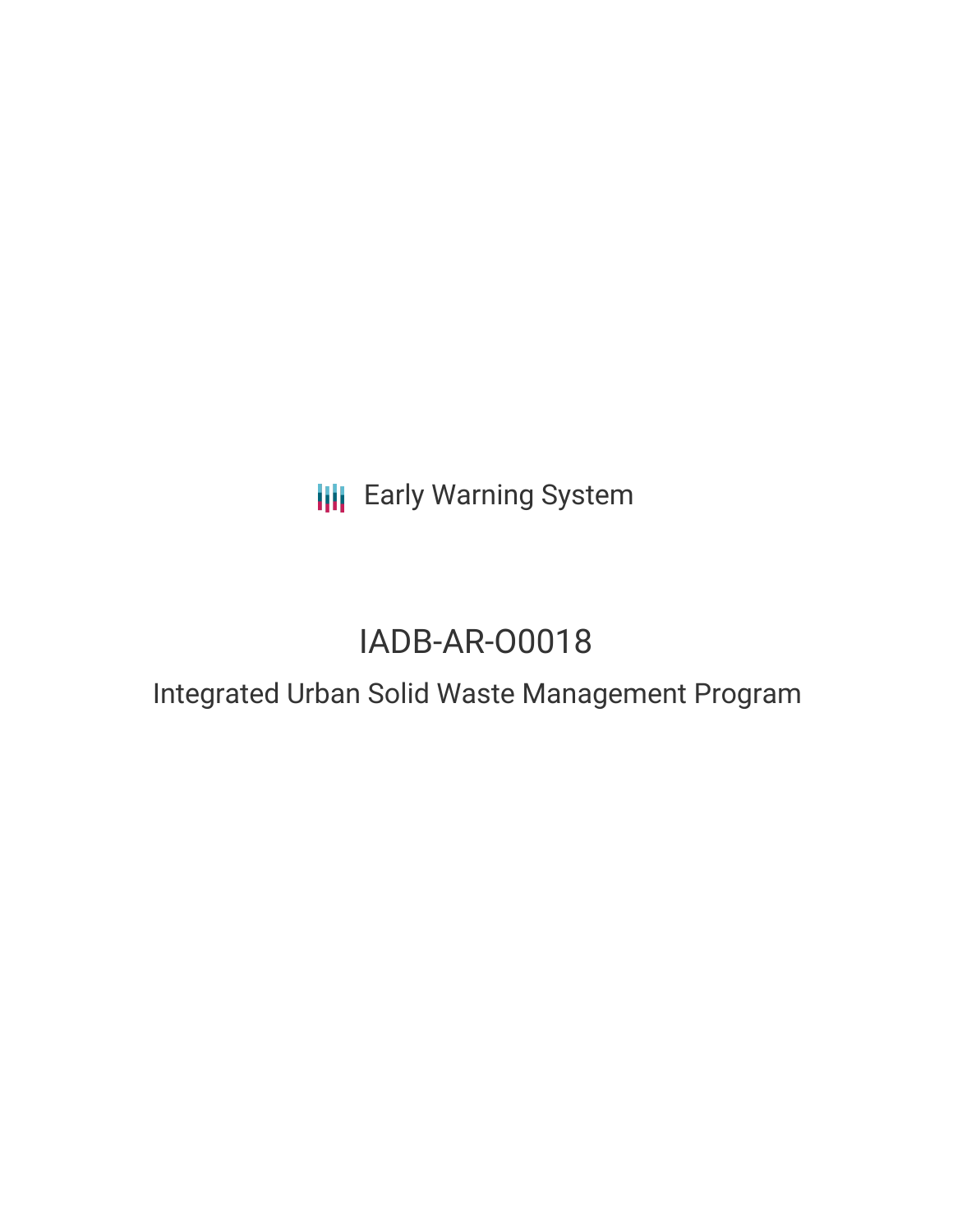Early Warning System

# IADB-AR-O0018

## Integrated Urban Solid Waste Management Program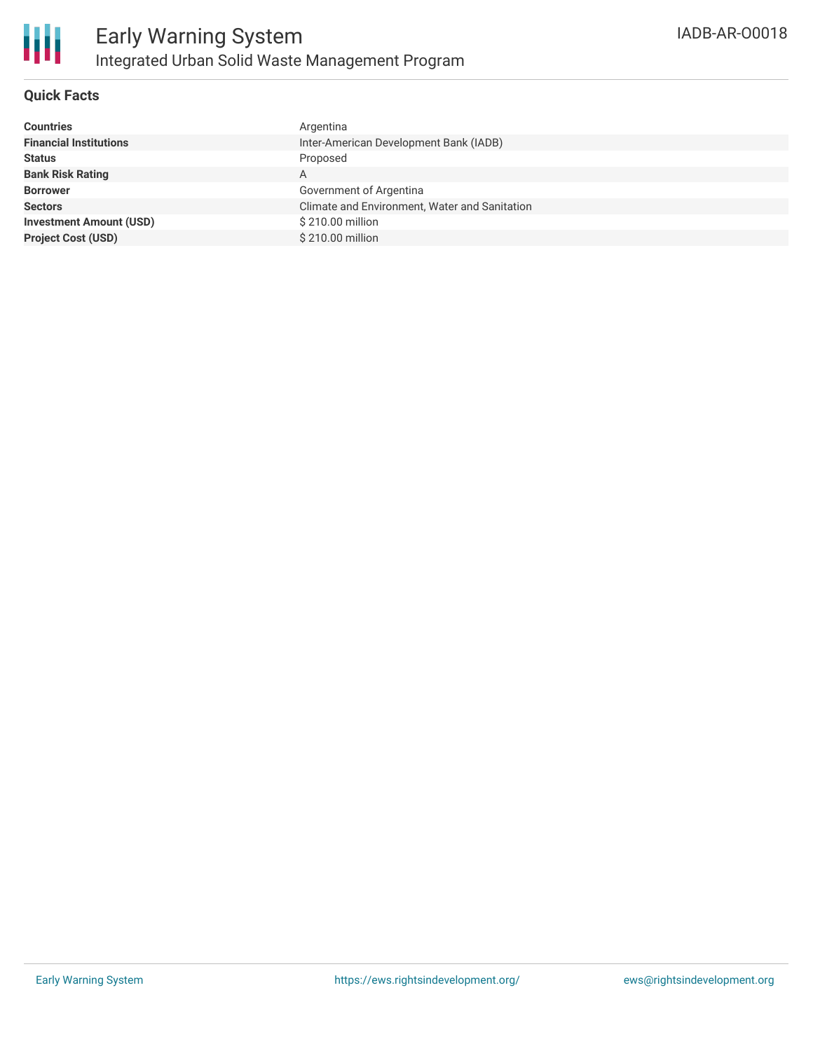## Quick Facts

| | |
|---|---|
| **Countries** | Argentina |
| **Financial Institutions** | Inter-American Development Bank (IADB) |
| **Status** | Proposed |
| **Bank Risk Rating** | A |
| **Borrower** | Government of Argentina |
| **Sectors** | Climate and Environment, Water and Sanitation |
| **Investment Amount (USD)** | $ 210.00 million |
| **Project Cost (USD)** | $ 210.00 million |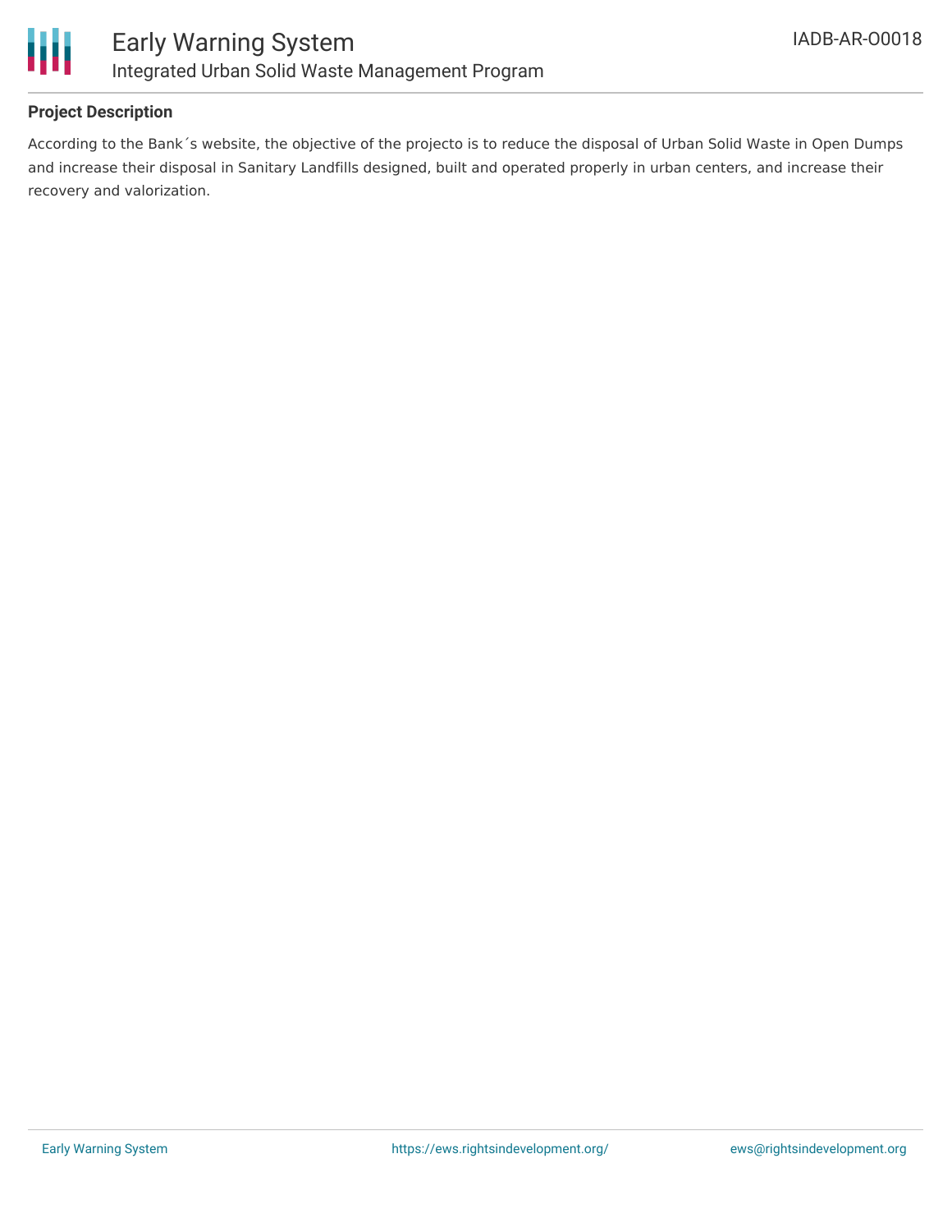## Project Description

According to the Bank´s website, the objective of the projecto is to reduce the disposal of Urban Solid Waste in Open Dumps and increase their disposal in Sanitary Landfills designed, built and operated properly in urban centers, and increase their recovery and valorization.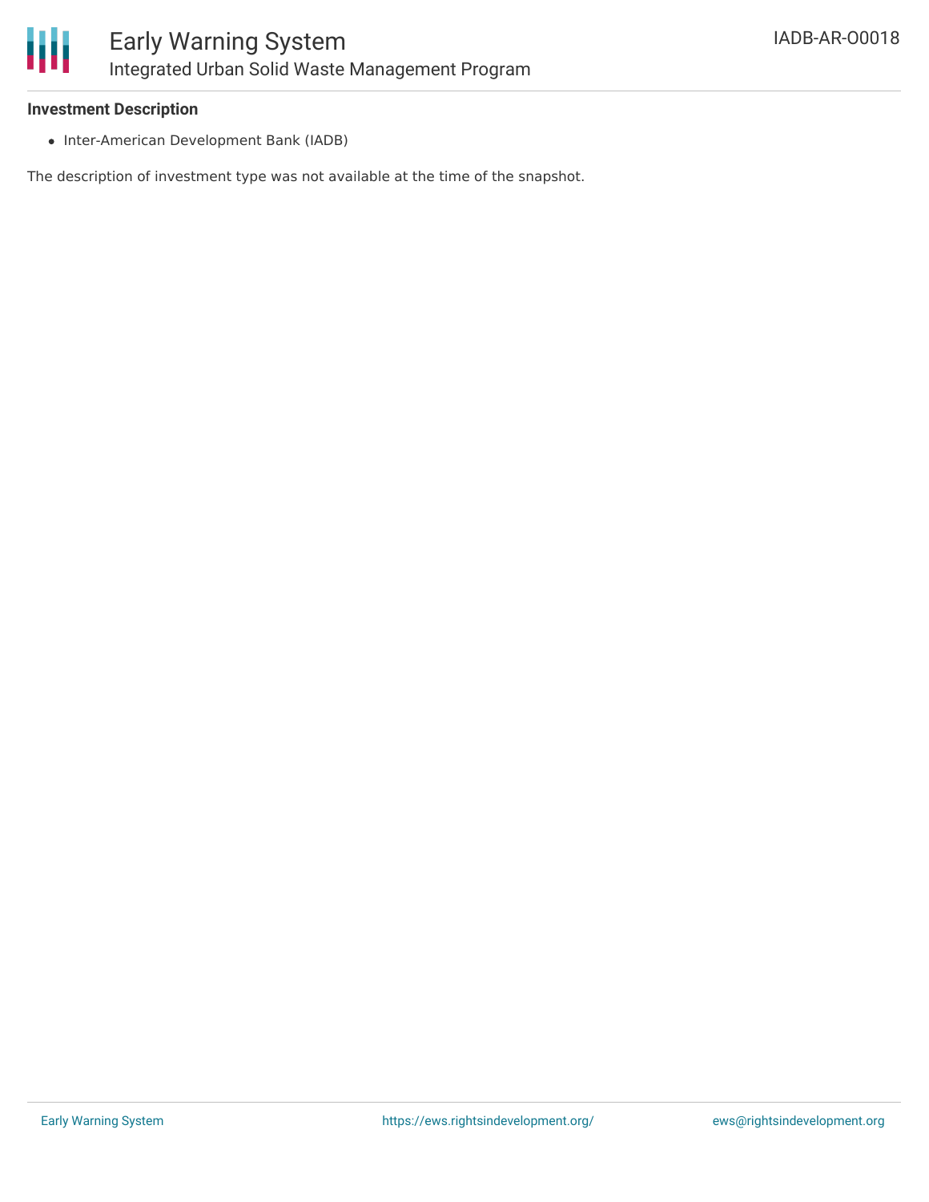### Investment Description

- Inter-American Development Bank (IADB)

The description of investment type was not available at the time of the snapshot.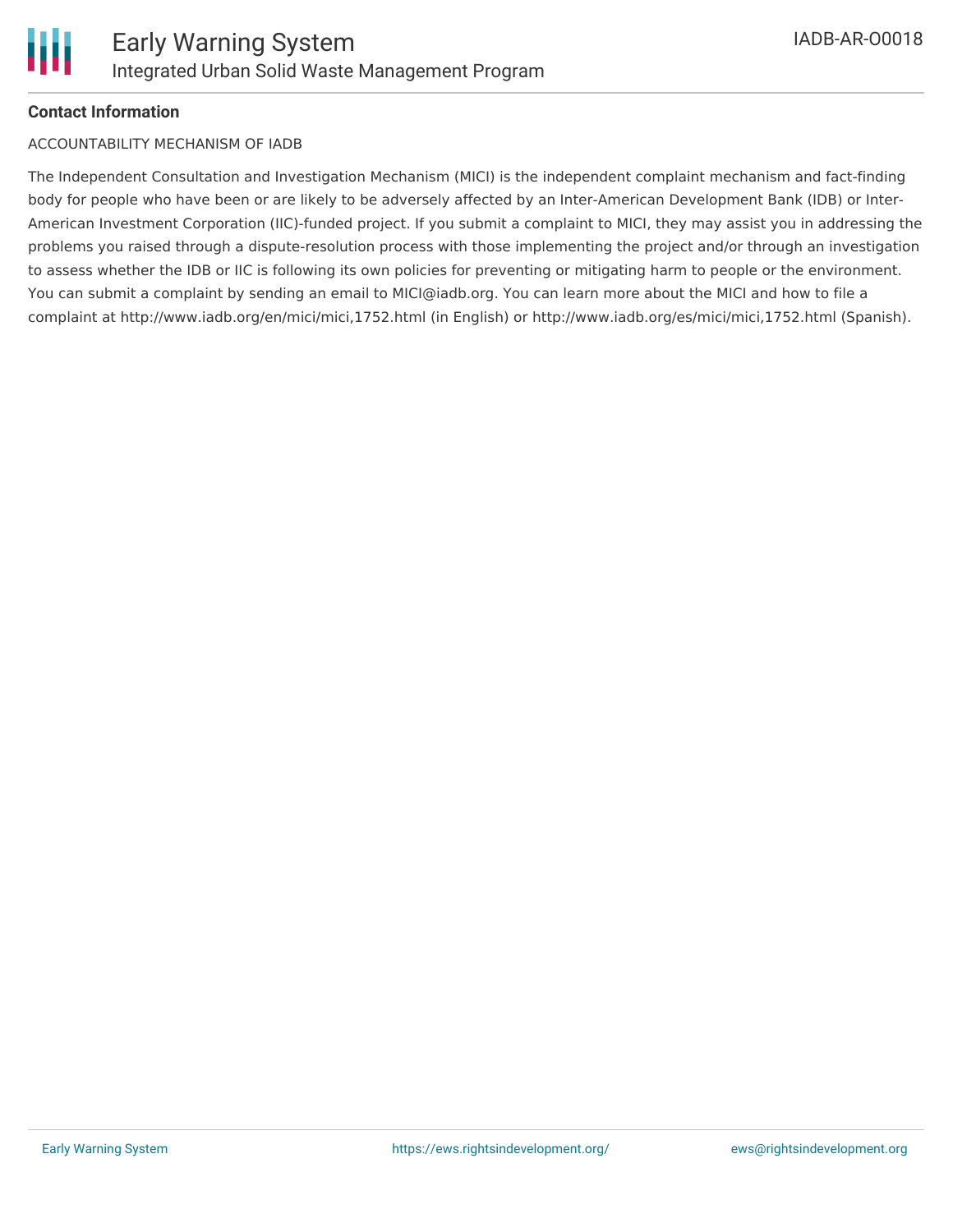**Contact Information**

ACCOUNTABILITY MECHANISM OF IADB

The Independent Consultation and Investigation Mechanism (MICI) is the independent complaint mechanism and fact-finding body for people who have been or are likely to be adversely affected by an Inter-American Development Bank (IDB) or Inter-American Investment Corporation (IIC)-funded project. If you submit a complaint to MICI, they may assist you in addressing the problems you raised through a dispute-resolution process with those implementing the project and/or through an investigation to assess whether the IDB or IIC is following its own policies for preventing or mitigating harm to people or the environment. You can submit a complaint by sending an email to MICI@iadb.org. You can learn more about the MICI and how to file a complaint at http://www.iadb.org/en/mici/mici,1752.html (in English) or http://www.iadb.org/es/mici/mici,1752.html (Spanish).